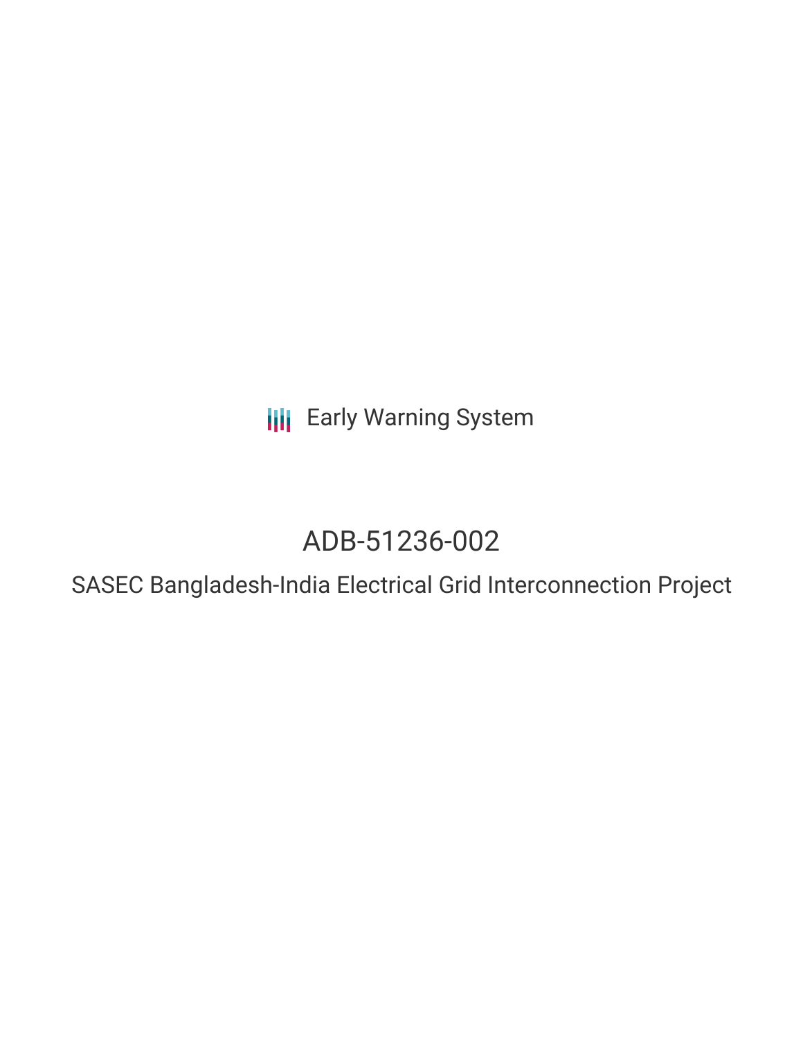Early Warning System

# ADB-51236-002

## SASEC Bangladesh-India Electrical Grid Interconnection Project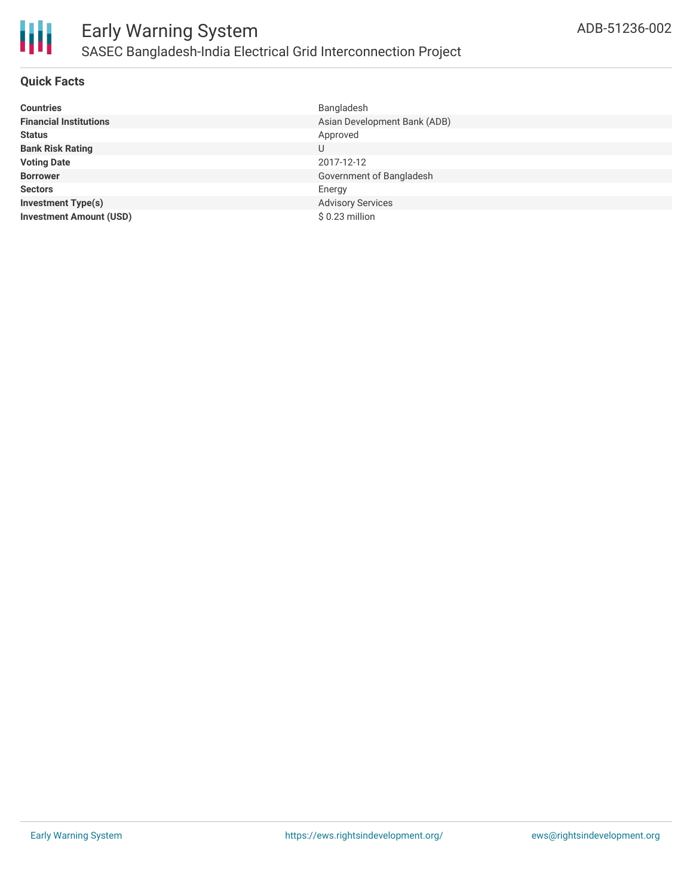# Early Warning System

## SASEC Bangladesh-India Electrical Grid Interconnection Project

ADB-51236-002

### Quick Facts

| | |
|---|---|
| **Countries** | Bangladesh |
| **Financial Institutions** | Asian Development Bank (ADB) |
| **Status** | Approved |
| **Bank Risk Rating** | U |
| **Voting Date** | 2017-12-12 |
| **Borrower** | Government of Bangladesh |
| **Sectors** | Energy |
| **Investment Type(s)** | Advisory Services |
| **Investment Amount (USD)** | $ 0.23 million |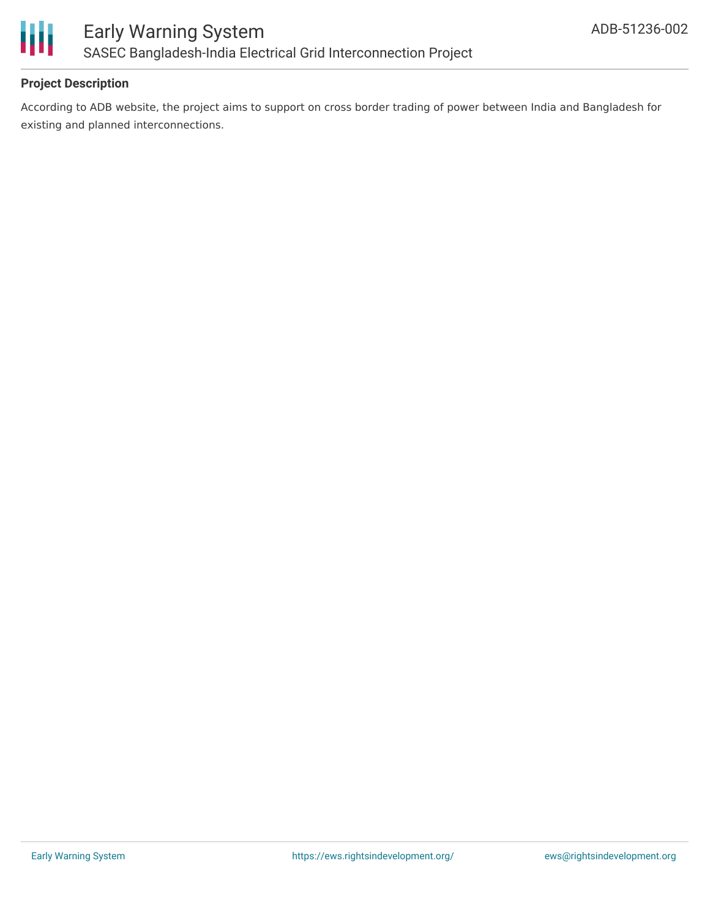**Project Description**

According to ADB website, the project aims to support on cross border trading of power between India and Bangladesh for existing and planned interconnections.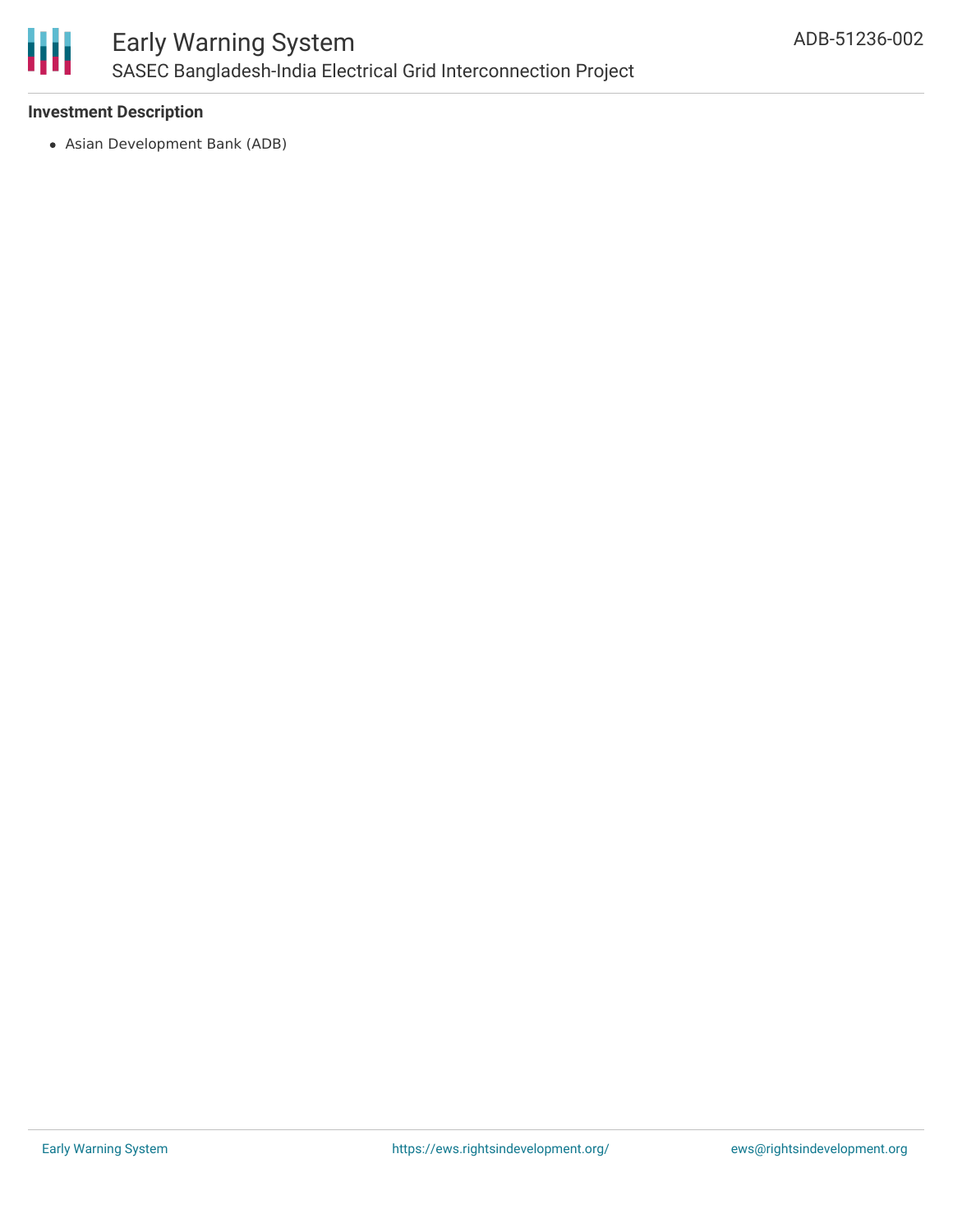**Investment Description**

- Asian Development Bank (ADB)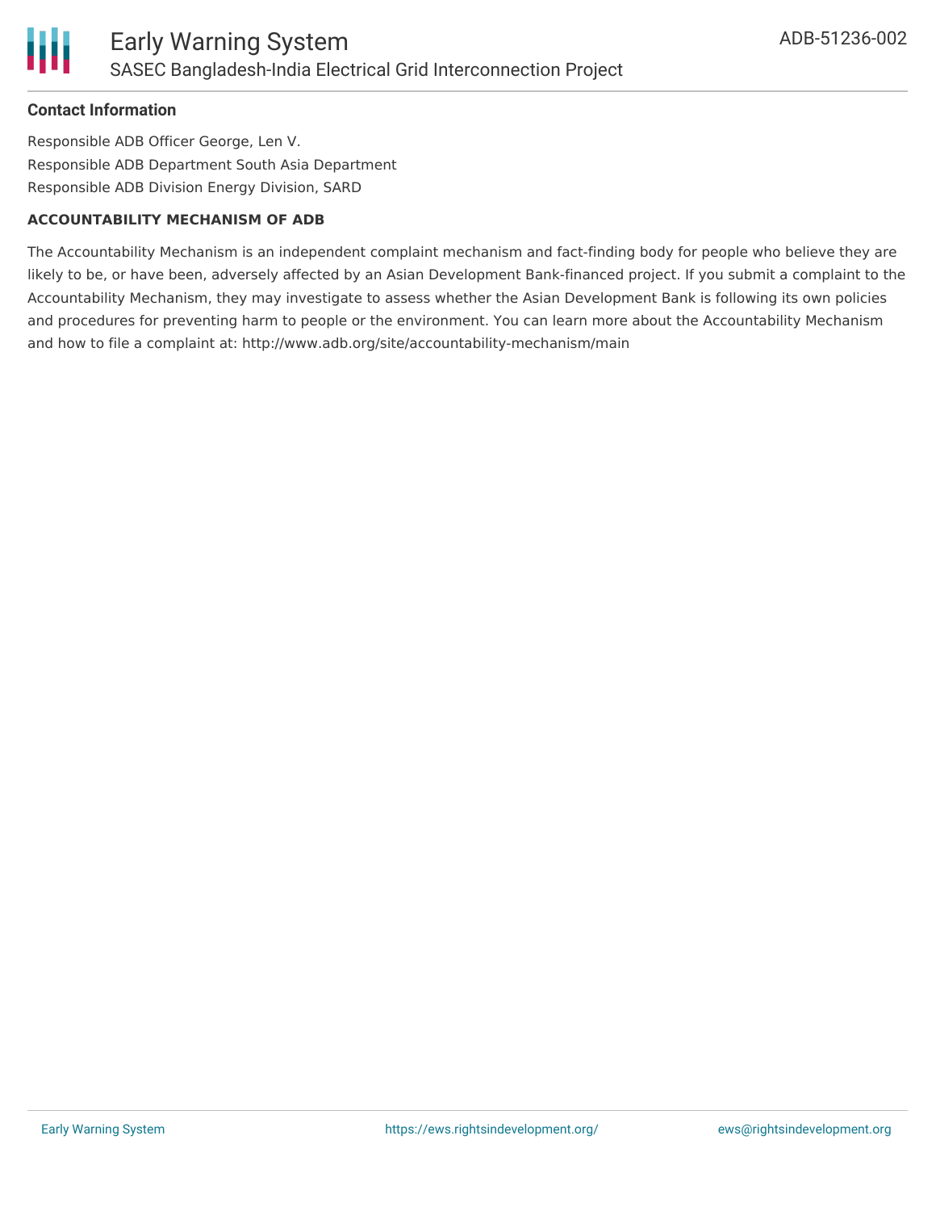### Contact Information

Responsible ADB Officer George, Len V.

Responsible ADB Department South Asia Department

Responsible ADB Division Energy Division, SARD

**ACCOUNTABILITY MECHANISM OF ADB**

The Accountability Mechanism is an independent complaint mechanism and fact-finding body for people who believe they are likely to be, or have been, adversely affected by an Asian Development Bank-financed project. If you submit a complaint to the Accountability Mechanism, they may investigate to assess whether the Asian Development Bank is following its own policies and procedures for preventing harm to people or the environment. You can learn more about the Accountability Mechanism and how to file a complaint at: http://www.adb.org/site/accountability-mechanism/main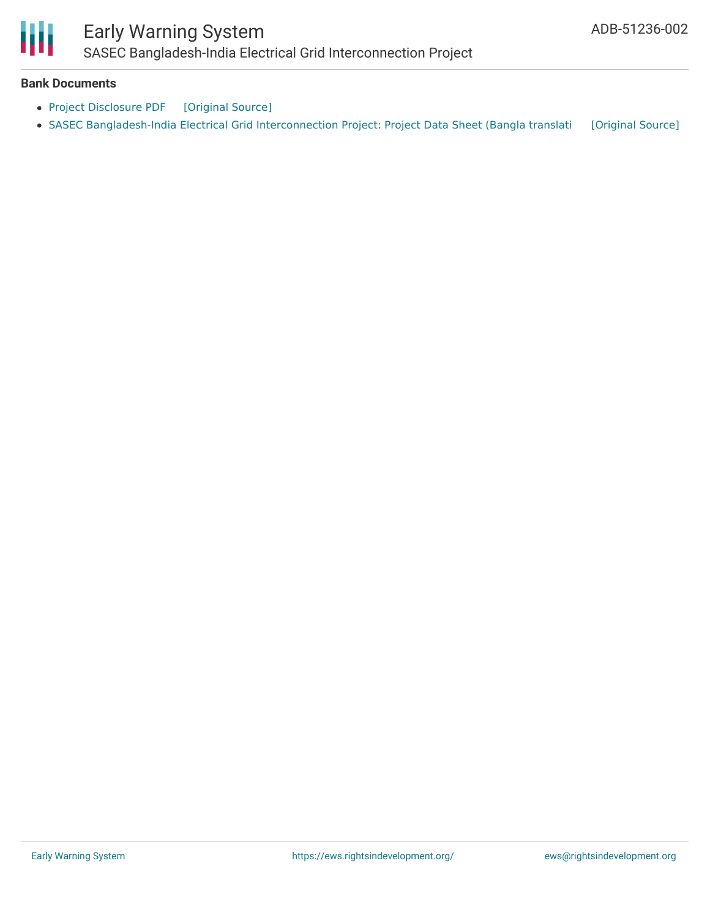## Bank Documents

- Project Disclosure PDF [Original Source]
- SASEC Bangladesh-India Electrical Grid Interconnection Project: Project Data Sheet (Bangla translati [Original Source]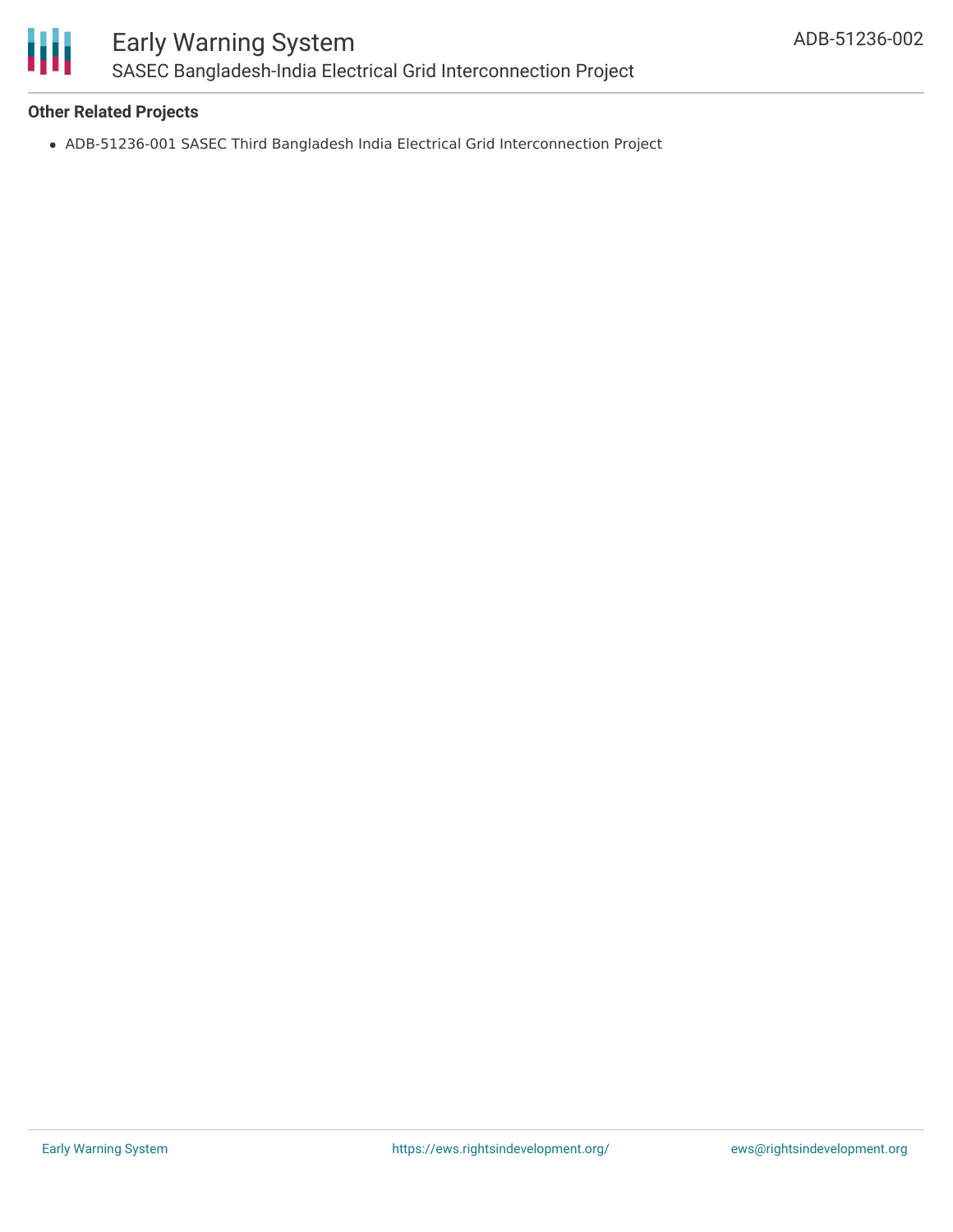**Other Related Projects**

- ADB-51236-001 SASEC Third Bangladesh India Electrical Grid Interconnection Project